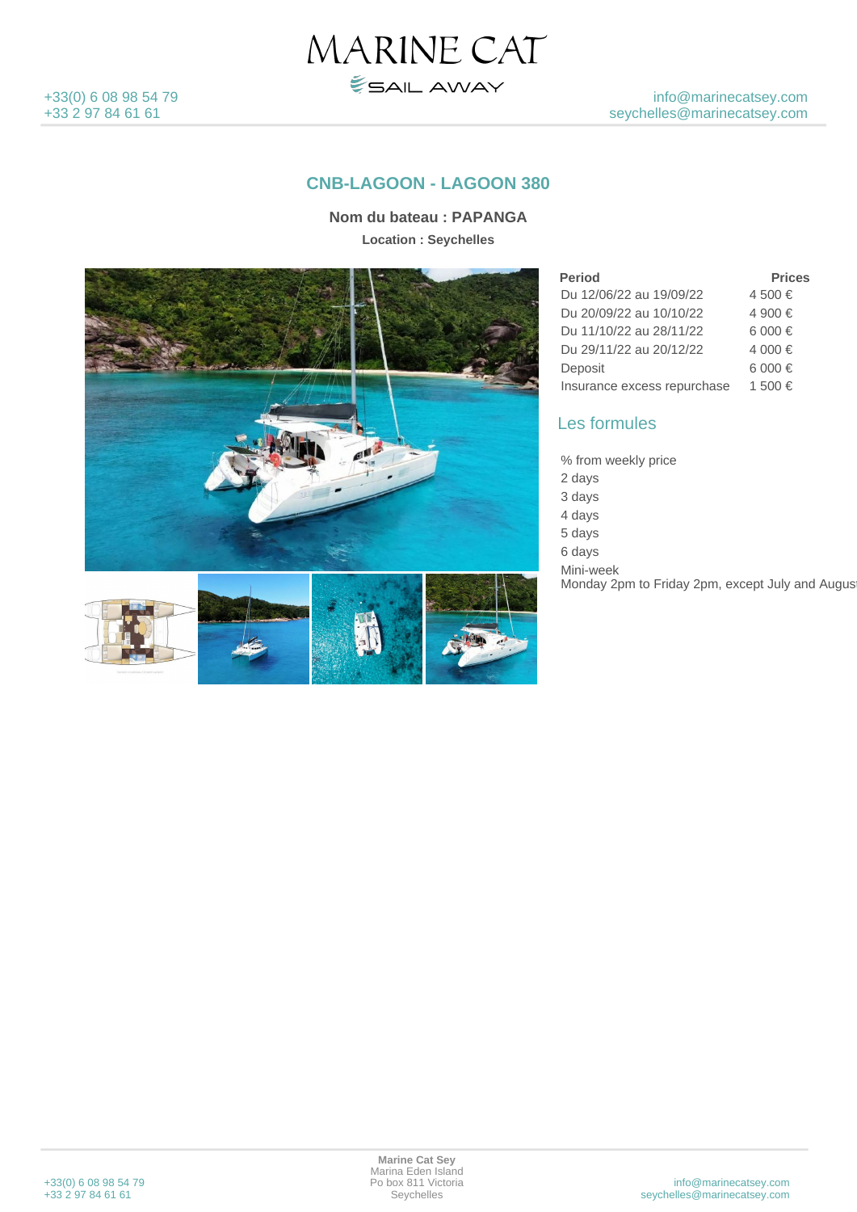## CNB-LAGOON - LAGOON 380

**Nom du bateau : PAPANGA**

**Location : Seychelles**

| Period | Prices |
|---|---|
| Du 12/06/22 au 19/09/22 | 4 500 € |
| Du 20/09/22 au 10/10/22 | 4 900 € |
| Du 11/10/22 au 28/11/22 | 6 000 € |
| Du 29/11/22 au 20/12/22 | 4 000 € |
| Deposit | 6 000 € |
| Insurance excess repurchase | 1 500 € |

### Les formules

% from weekly price
2 days
3 days
4 days
5 days
6 days
Mini-week
Monday 2pm to Friday 2pm, except July and August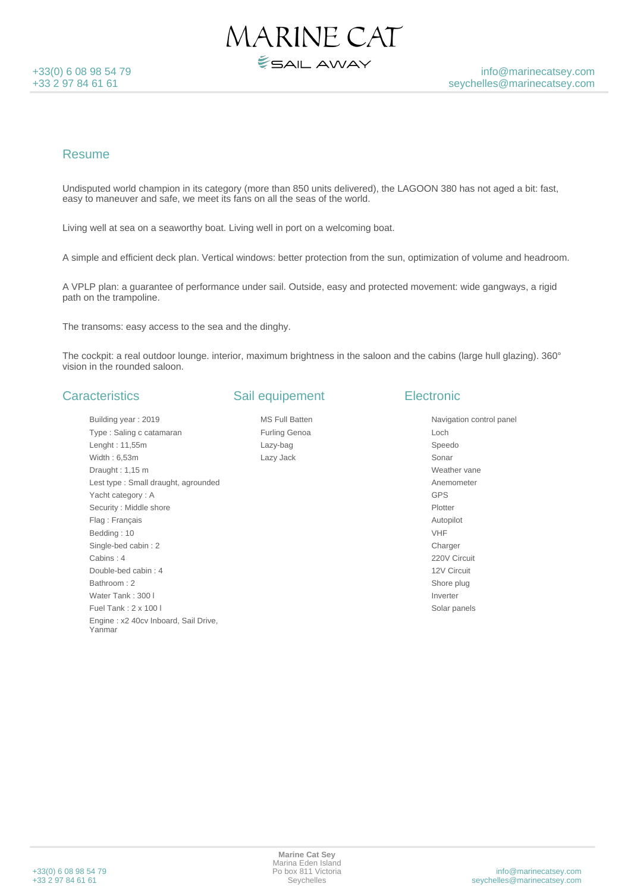## Resume

Undisputed world champion in its category (more than 850 units delivered), the LAGOON 380 has not aged a bit: fast, easy to maneuver and safe, we meet its fans on all the seas of the world.

Living well at sea on a seaworthy boat. Living well in port on a welcoming boat.

A simple and efficient deck plan. Vertical windows: better protection from the sun, optimization of volume and headroom.

A VPLP plan: a guarantee of performance under sail. Outside, easy and protected movement: wide gangways, a rigid path on the trampoline.

The transoms: easy access to the sea and the dinghy.

The cockpit: a real outdoor lounge. interior, maximum brightness in the saloon and the cabins (large hull glazing). 360° vision in the rounded saloon.

## Caracteristics

- Building year : 2019
- Type : Saling c catamaran
- Lenght : 11,55m
- Width : 6,53m
- Draught : 1,15 m
- Lest type : Small draught, agrounded
- Yacht category : A
- Security : Middle shore
- Flag : Français
- Bedding : 10
- Single-bed cabin : 2
- Cabins : 4
- Double-bed cabin : 4
- Bathroom : 2
- Water Tank : 300 l
- Fuel Tank : 2 x 100 l
- Engine : x2 40cv Inboard, Sail Drive, Yanmar

## Sail equipement

- MS Full Batten
- Furling Genoa
- Lazy-bag
- Lazy Jack

## Electronic

- Navigation control panel
- Loch
- Speedo
- Sonar
- Weather vane
- Anemometer
- GPS
- Plotter
- Autopilot
- VHF
- Charger
- 220V Circuit
- 12V Circuit
- Shore plug
- Inverter
- Solar panels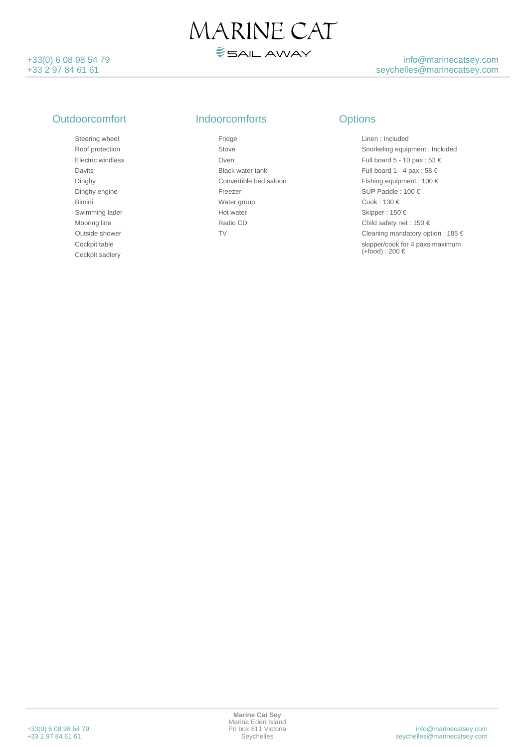## Outdoorcomfort

- Steering wheel
- Roof protection
- Electric windlass
- Davits
- Dinghy
- Dinghy engine
- Bimini
- Swimming lader
- Mooring line
- Outside shower
- Cockpit table
- Cockpit sadlery

## Indoorcomforts

- Fridge
- Stove
- Oven
- Black water tank
- Convertible bed saloon
- Freezer
- Water group
- Hot water
- Radio CD
- TV

## Options

- Linen : Included
- Snorkeling equipment : Included
- Full board 5 - 10 pax : 53 €
- Full board 1 - 4 pax : 58 €
- Fishing equipment : 100 €
- SUP Paddle : 100 €
- Cook : 130 €
- Skipper : 150 €
- Child safety net : 150 €
- Cleaning mandatory option : 185 €
- skipper/cook for 4 paxs maximum (+food) : 200 €